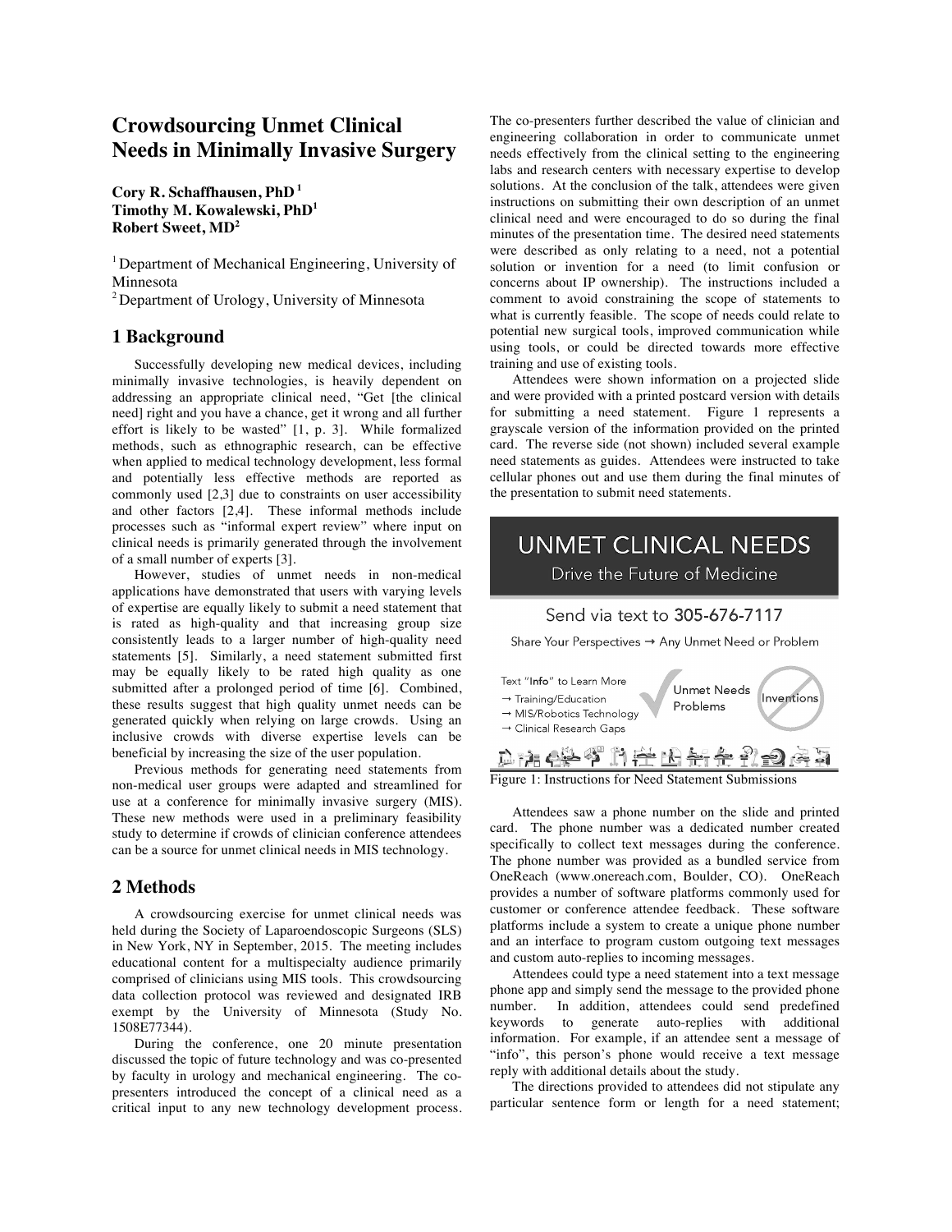# Crowdsourcing Unmet Clinical Needs in Minimally Invasive Surgery

**Cory R. Schaffhausen, PhD [1]**
**Timothy M. Kowalewski, PhD[1]**
**Robert Sweet, MD[2]**

[1] Department of Mechanical Engineering, University of Minnesota
[2] Department of Urology, University of Minnesota

## 1 Background

Successfully developing new medical devices, including minimally invasive technologies, is heavily dependent on addressing an appropriate clinical need, "Get [the clinical need] right and you have a chance, get it wrong and all further effort is likely to be wasted" [1, p. 3]. While formalized methods, such as ethnographic research, can be effective when applied to medical technology development, less formal and potentially less effective methods are reported as commonly used [2,3] due to constraints on user accessibility and other factors [2,4]. These informal methods include processes such as "informal expert review" where input on clinical needs is primarily generated through the involvement of a small number of experts [3].

However, studies of unmet needs in non-medical applications have demonstrated that users with varying levels of expertise are equally likely to submit a need statement that is rated as high-quality and that increasing group size consistently leads to a larger number of high-quality need statements [5]. Similarly, a need statement submitted first may be equally likely to be rated high quality as one submitted after a prolonged period of time [6]. Combined, these results suggest that high quality unmet needs can be generated quickly when relying on large crowds. Using an inclusive crowds with diverse expertise levels can be beneficial by increasing the size of the user population.

Previous methods for generating need statements from non-medical user groups were adapted and streamlined for use at a conference for minimally invasive surgery (MIS). These new methods were used in a preliminary feasibility study to determine if crowds of clinician conference attendees can be a source for unmet clinical needs in MIS technology.

## 2 Methods

A crowdsourcing exercise for unmet clinical needs was held during the Society of Laparoendoscopic Surgeons (SLS) in New York, NY in September, 2015. The meeting includes educational content for a multispecialty audience primarily comprised of clinicians using MIS tools. This crowdsourcing data collection protocol was reviewed and designated IRB exempt by the University of Minnesota (Study No. 1508E77344).

During the conference, one 20 minute presentation discussed the topic of future technology and was co-presented by faculty in urology and mechanical engineering. The co-presenters introduced the concept of a clinical need as a critical input to any new technology development process. The co-presenters further described the value of clinician and engineering collaboration in order to communicate unmet needs effectively from the clinical setting to the engineering labs and research centers with necessary expertise to develop solutions. At the conclusion of the talk, attendees were given instructions on submitting their own description of an unmet clinical need and were encouraged to do so during the final minutes of the presentation time. The desired need statements were described as only relating to a need, not a potential solution or invention for a need (to limit confusion or concerns about IP ownership). The instructions included a comment to avoid constraining the scope of statements to what is currently feasible. The scope of needs could relate to potential new surgical tools, improved communication while using tools, or could be directed towards more effective training and use of existing tools.

Attendees were shown information on a projected slide and were provided with a printed postcard version with details for submitting a need statement. Figure 1 represents a grayscale version of the information provided on the printed card. The reverse side (not shown) included several example need statements as guides. Attendees were instructed to take cellular phones out and use them during the final minutes of the presentation to submit need statements.

UNMET CLINICAL NEEDS
Drive the Future of Medicine

Send via text to 305-676-7117

Share Your Perspectives → Any Unmet Need or Problem

Text "Info" to Learn More
→ Training/Education
→ MIS/Robotics Technology
→ Clinical Research Gaps

Unmet Needs Problems

Inventions

Figure 1: Instructions for Need Statement Submissions

Attendees saw a phone number on the slide and printed card. The phone number was a dedicated number created specifically to collect text messages during the conference. The phone number was provided as a bundled service from OneReach (www.onereach.com, Boulder, CO). OneReach provides a number of software platforms commonly used for customer or conference attendee feedback. These software platforms include a system to create a unique phone number and an interface to program custom outgoing text messages and custom auto-replies to incoming messages.

Attendees could type a need statement into a text message phone app and simply send the message to the provided phone number. In addition, attendees could send predefined keywords to generate auto-replies with additional information. For example, if an attendee sent a message of "info", this person's phone would receive a text message reply with additional details about the study.

The directions provided to attendees did not stipulate any particular sentence form or length for a need statement;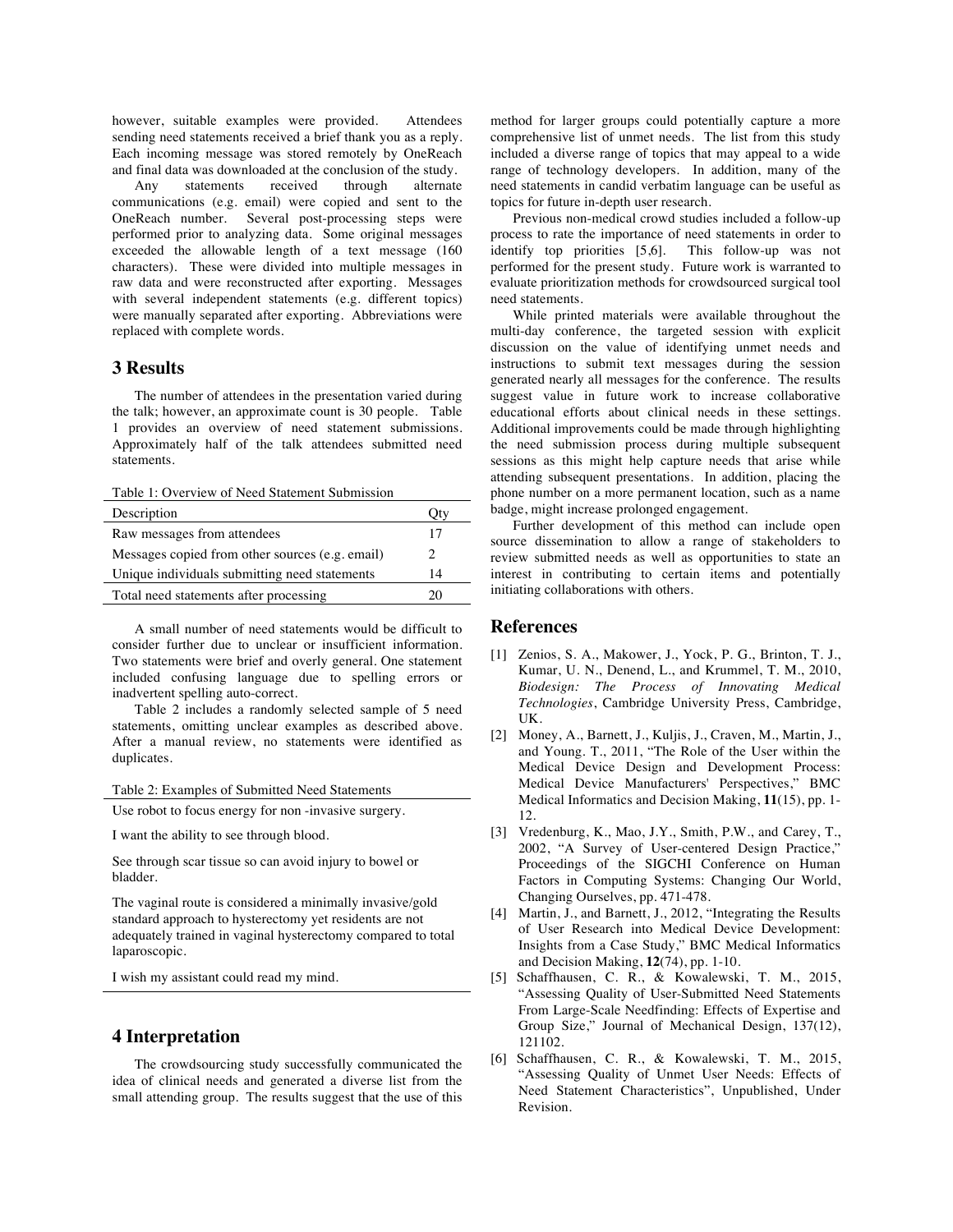however, suitable examples were provided. Attendees sending need statements received a brief thank you as a reply. Each incoming message was stored remotely by OneReach and final data was downloaded at the conclusion of the study.

Any statements received through alternate communications (e.g. email) were copied and sent to the OneReach number. Several post-processing steps were performed prior to analyzing data. Some original messages exceeded the allowable length of a text message (160 characters). These were divided into multiple messages in raw data and were reconstructed after exporting. Messages with several independent statements (e.g. different topics) were manually separated after exporting. Abbreviations were replaced with complete words.

## 3 Results

The number of attendees in the presentation varied during the talk; however, an approximate count is 30 people. Table 1 provides an overview of need statement submissions. Approximately half of the talk attendees submitted need statements.

Table 1: Overview of Need Statement Submission

| Description | Qty |
|---|---|
| Raw messages from attendees | 17 |
| Messages copied from other sources (e.g. email) | 2 |
| Unique individuals submitting need statements | 14 |
| Total need statements after processing | 20 |

A small number of need statements would be difficult to consider further due to unclear or insufficient information. Two statements were brief and overly general. One statement included confusing language due to spelling errors or inadvertent spelling auto-correct.

Table 2 includes a randomly selected sample of 5 need statements, omitting unclear examples as described above. After a manual review, no statements were identified as duplicates.

Table 2: Examples of Submitted Need Statements

| |
|---|
| Use robot to focus energy for non -invasive surgery. |
| I want the ability to see through blood. |
| See through scar tissue so can avoid injury to bowel or bladder. |
| The vaginal route is considered a minimally invasive/gold standard approach to hysterectomy yet residents are not adequately trained in vaginal hysterectomy compared to total laparoscopic. |
| I wish my assistant could read my mind. |

## 4 Interpretation

The crowdsourcing study successfully communicated the idea of clinical needs and generated a diverse list from the small attending group. The results suggest that the use of this method for larger groups could potentially capture a more comprehensive list of unmet needs. The list from this study included a diverse range of topics that may appeal to a wide range of technology developers. In addition, many of the need statements in candid verbatim language can be useful as topics for future in-depth user research.

Previous non-medical crowd studies included a follow-up process to rate the importance of need statements in order to identify top priorities [5,6]. This follow-up was not performed for the present study. Future work is warranted to evaluate prioritization methods for crowdsourced surgical tool need statements.

While printed materials were available throughout the multi-day conference, the targeted session with explicit discussion on the value of identifying unmet needs and instructions to submit text messages during the session generated nearly all messages for the conference. The results suggest value in future work to increase collaborative educational efforts about clinical needs in these settings. Additional improvements could be made through highlighting the need submission process during multiple subsequent sessions as this might help capture needs that arise while attending subsequent presentations. In addition, placing the phone number on a more permanent location, such as a name badge, might increase prolonged engagement.

Further development of this method can include open source dissemination to allow a range of stakeholders to review submitted needs as well as opportunities to state an interest in contributing to certain items and potentially initiating collaborations with others.

## References

[1] Zenios, S. A., Makower, J., Yock, P. G., Brinton, T. J., Kumar, U. N., Denend, L., and Krummel, T. M., 2010, *Biodesign: The Process of Innovating Medical Technologies*, Cambridge University Press, Cambridge, UK.

[2] Money, A., Barnett, J., Kuljis, J., Craven, M., Martin, J., and Young. T., 2011, "The Role of the User within the Medical Device Design and Development Process: Medical Device Manufacturers' Perspectives," BMC Medical Informatics and Decision Making, **11**(15), pp. 1-12.

[3] Vredenburg, K., Mao, J.Y., Smith, P.W., and Carey, T., 2002, "A Survey of User-centered Design Practice," Proceedings of the SIGCHI Conference on Human Factors in Computing Systems: Changing Our World, Changing Ourselves, pp. 471-478.

[4] Martin, J., and Barnett, J., 2012, "Integrating the Results of User Research into Medical Device Development: Insights from a Case Study," BMC Medical Informatics and Decision Making, **12**(74), pp. 1-10.

[5] Schaffhausen, C. R., & Kowalewski, T. M., 2015, "Assessing Quality of User-Submitted Need Statements From Large-Scale Needfinding: Effects of Expertise and Group Size," Journal of Mechanical Design, 137(12), 121102.

[6] Schaffhausen, C. R., & Kowalewski, T. M., 2015, "Assessing Quality of Unmet User Needs: Effects of Need Statement Characteristics", Unpublished, Under Revision.